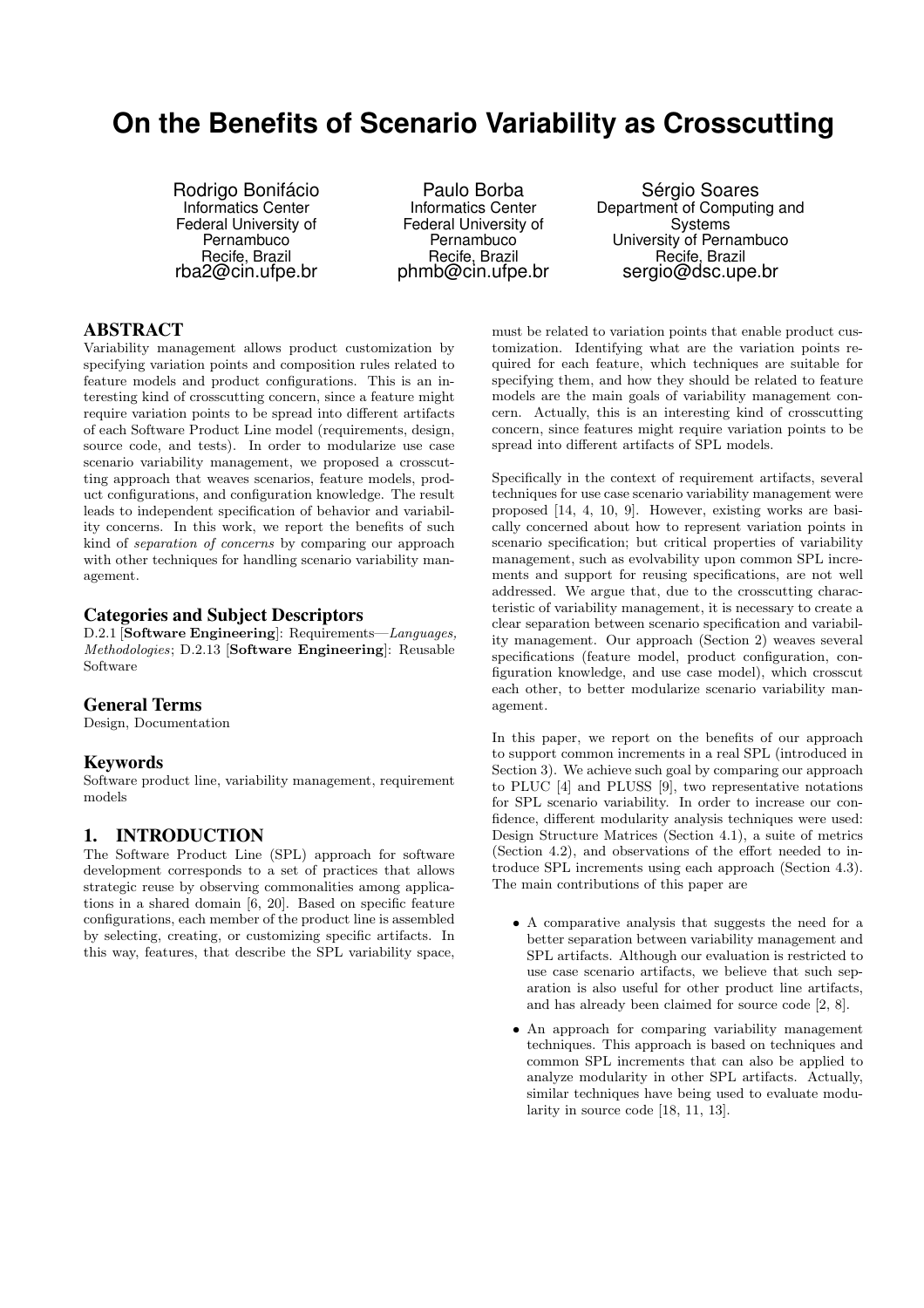# On the Benefits of Scenario Variability as Crosscutting

Rodrigo Bonifácio
Informatics Center
Federal University of Pernambuco
Recife, Brazil
rba2@cin.ufpe.br

Paulo Borba
Informatics Center
Federal University of Pernambuco
Recife, Brazil
phmb@cin.ufpe.br

Sérgio Soares
Department of Computing and Systems
University of Pernambuco
Recife, Brazil
sergio@dsc.upe.br

## ABSTRACT

Variability management allows product customization by specifying variation points and composition rules related to feature models and product configurations. This is an interesting kind of crosscutting concern, since a feature might require variation points to be spread into different artifacts of each Software Product Line model (requirements, design, source code, and tests). In order to modularize use case scenario variability management, we proposed a crosscutting approach that weaves scenarios, feature models, product configurations, and configuration knowledge. The result leads to independent specification of behavior and variability concerns. In this work, we report the benefits of such kind of *separation of concerns* by comparing our approach with other techniques for handling scenario variability management.

### Categories and Subject Descriptors

D.2.1 [**Software Engineering**]: Requirements—*Languages, Methodologies*; D.2.13 [**Software Engineering**]: Reusable Software

### General Terms

Design, Documentation

### Keywords

Software product line, variability management, requirement models

## 1. INTRODUCTION

The Software Product Line (SPL) approach for software development corresponds to a set of practices that allows strategic reuse by observing commonalities among applications in a shared domain [6, 20]. Based on specific feature configurations, each member of the product line is assembled by selecting, creating, or customizing specific artifacts. In this way, features, that describe the SPL variability space, must be related to variation points that enable product customization. Identifying what are the variation points required for each feature, which techniques are suitable for specifying them, and how they should be related to feature models are the main goals of variability management concern. Actually, this is an interesting kind of crosscutting concern, since features might require variation points to be spread into different artifacts of SPL models.

Specifically in the context of requirement artifacts, several techniques for use case scenario variability management were proposed [14, 4, 10, 9]. However, existing works are basically concerned about how to represent variation points in scenario specification; but critical properties of variability management, such as evolvability upon common SPL increments and support for reusing specifications, are not well addressed. We argue that, due to the crosscutting characteristic of variability management, it is necessary to create a clear separation between scenario specification and variability management. Our approach (Section 2) weaves several specifications (feature model, product configuration, configuration knowledge, and use case model), which crosscut each other, to better modularize scenario variability management.

In this paper, we report on the benefits of our approach to support common increments in a real SPL (introduced in Section 3). We achieve such goal by comparing our approach to PLUC [4] and PLUSS [9], two representative notations for SPL scenario variability. In order to increase our confidence, different modularity analysis techniques were used: Design Structure Matrices (Section 4.1), a suite of metrics (Section 4.2), and observations of the effort needed to introduce SPL increments using each approach (Section 4.3). The main contributions of this paper are

- A comparative analysis that suggests the need for a better separation between variability management and SPL artifacts. Although our evaluation is restricted to use case scenario artifacts, we believe that such separation is also useful for other product line artifacts, and has already been claimed for source code [2, 8].
- An approach for comparing variability management techniques. This approach is based on techniques and common SPL increments that can also be applied to analyze modularity in other SPL artifacts. Actually, similar techniques have being used to evaluate modularity in source code [18, 11, 13].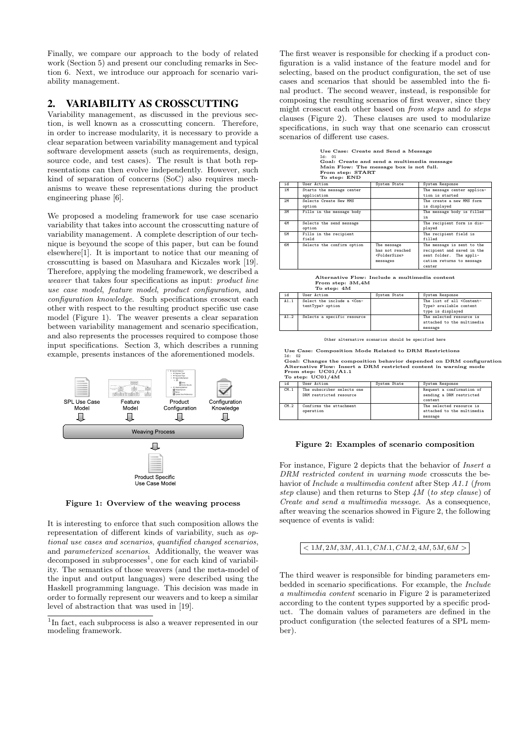Finally, we compare our approach to the body of related work (Section 5) and present our concluding remarks in Section 6. Next, we introduce our approach for scenario variability management.

## 2. VARIABILITY AS CROSSCUTTING

Variability management, as discussed in the previous section, is well known as a crosscutting concern. Therefore, in order to increase modularity, it is necessary to provide a clear separation between variability management and typical software development assets (such as requirements, design, source code, and test cases). The result is that both representations can then evolve independently. However, such kind of separation of concerns (SoC) also requires mechanisms to weave these representations during the product engineering phase [6].

We proposed a modeling framework for use case scenario variability that takes into account the crosscutting nature of variability management. A complete description of our technique is beyound the scope of this paper, but can be found elsewhere[1]. It is important to notice that our meaning of crosscutting is based on Masuhara and Kiczales work [19]. Therefore, applying the modeling framework, we described a *weaver* that takes four specifications as input: *product line use case model*, *feature model*, *product configuration*, and *configuration knowledge*. Such specifications crosscut each other with respect to the resulting product specific use case model (Figure 1). The weaver presents a clear separation between variability management and scenario specification, and also represents the processes required to compose those input specifications. Section 3, which describes a running example, presents instances of the aforementioned models.

SPL Use Case Model | Feature Model | Product Configuration | Configuration Knowledge

Weaving Process

Product Specific Use Case Model

**Figure 1: Overview of the weaving process**

It is interesting to enforce that such composition allows the representation of different kinds of variability, such as *optional use cases and scenarios*, *quantified changed scenarios*, and *parameterized scenarios*. Additionally, the weaver was decomposed in subprocesses[1], one for each kind of variability. The semantics of those weavers (and the meta-model of the input and output languages) were described using the Haskell programming language. This decision was made in order to formally represent our weavers and to keep a similar level of abstraction that was used in [19].

[1] In fact, each subprocess is also a weaver represented in our modeling framework.

The first weaver is responsible for checking if a product configuration is a valid instance of the feature model and for selecting, based on the product configuration, the set of use cases and scenarios that should be assembled into the final product. The second weaver, instead, is responsible for composing the resulting scenarios of first weaver, since they might crosscut each other based on *from steps* and *to steps* clauses (Figure 2). These clauses are used to modularize specifications, in such way that one scenario can crosscut scenarios of different use cases.

**Use Case: Create and Send a Message**
Id: 01
**Goal: Create and send a multimedia message**
**Main Flow: The message box is not full.**
**From step: START**
**To step: END**

| id | User Action | System State | System Response |
|---|---|---|---|
| 1M | Starts the message center application | | The message center application is started |
| 2M | Selects Create New MMS option | | The create a new MMS form is displayed |
| 3M | Fills in the message body | | The message body is filled in |
| 4M | Selects the send message option | | The recipient form is displayed |
| 5M | Fills in the recipient field | | The recipient field is filled |
| 6M | Selects the confirm option | The message has not reached <FolderSize> messages | The message is sent to the recipient and saved in the sent folder. The application returns to message center |

**Alternative Flow: Include a multimedia content**
**From step: 3M,4M**
**To step: 4M**

| id | User Action | System State | System Response |
|---|---|---|---|
| A1.1 | Select the include a <ContentType> option | | The list of all <ContentType> available content type is displayed |
| A1.2 | Selects a specific resource | | The selected resource is attached to the multimedia message |

Other alternative scenarios should be specified here

**Use Case: Composition Mode Related to DRM Restrictions**
Id: 02
**Goal: Changes the composition behavior depended on DRM configuration**
**Alternative Flow: Insert a DRM restricted content in warning mode**
**From step: UC01/A1.1**
**To step: UC01/4M**

| id | User Action | System State | System Response |
|---|---|---|---|
| CM.1 | The subscriber selects one DRM restricted resource | | Request a confirmation of sending a DRM restricted content |
| CM.2 | Confirms the attachment operation | | The selected resource is attached to the multimedia message |

**Figure 2: Examples of scenario composition**

For instance, Figure 2 depicts that the behavior of *Insert a DRM restricted content in warning mode* crosscuts the behavior of *Include a multimedia content* after Step *A1.1* (*from step* clause) and then returns to Step *4M* (*to step clause*) of *Create and send a multimedia message*. As a consequence, after weaving the scenarios showed in Figure 2, the following sequence of events is valid:

$$< 1M, 2M, 3M, A1.1, CM.1, CM.2, 4M, 5M, 6M >$$

The third weaver is responsible for binding parameters embedded in scenario specifications. For example, the *Include a multimedia content* scenario in Figure 2 is parameterized according to the content types supported by a specific product. The domain values of parameters are defined in the product configuration (the selected features of a SPL member).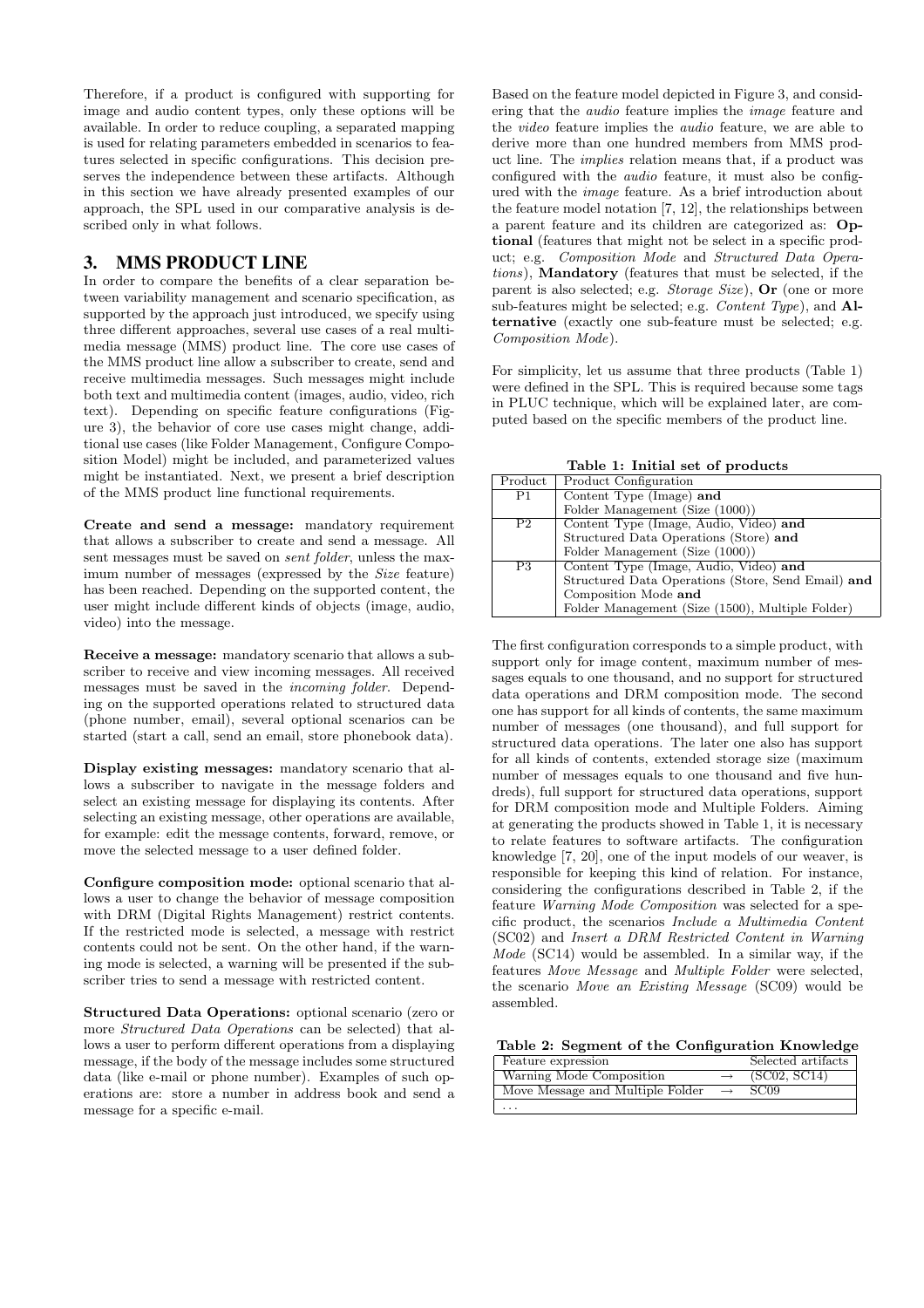Therefore, if a product is configured with supporting for image and audio content types, only these options will be available. In order to reduce coupling, a separated mapping is used for relating parameters embedded in scenarios to features selected in specific configurations. This decision preserves the independence between these artifacts. Although in this section we have already presented examples of our approach, the SPL used in our comparative analysis is described only in what follows.

## 3. MMS PRODUCT LINE

In order to compare the benefits of a clear separation between variability management and scenario specification, as supported by the approach just introduced, we specify using three different approaches, several use cases of a real multimedia message (MMS) product line. The core use cases of the MMS product line allow a subscriber to create, send and receive multimedia messages. Such messages might include both text and multimedia content (images, audio, video, rich text). Depending on specific feature configurations (Figure 3), the behavior of core use cases might change, additional use cases (like Folder Management, Configure Composition Model) might be included, and parameterized values might be instantiated. Next, we present a brief description of the MMS product line functional requirements.

**Create and send a message:** mandatory requirement that allows a subscriber to create and send a message. All sent messages must be saved on *sent folder*, unless the maximum number of messages (expressed by the *Size* feature) has been reached. Depending on the supported content, the user might include different kinds of objects (image, audio, video) into the message.

**Receive a message:** mandatory scenario that allows a subscriber to receive and view incoming messages. All received messages must be saved in the *incoming folder*. Depending on the supported operations related to structured data (phone number, email), several optional scenarios can be started (start a call, send an email, store phonebook data).

**Display existing messages:** mandatory scenario that allows a subscriber to navigate in the message folders and select an existing message for displaying its contents. After selecting an existing message, other operations are available, for example: edit the message contents, forward, remove, or move the selected message to a user defined folder.

**Configure composition mode:** optional scenario that allows a user to change the behavior of message composition with DRM (Digital Rights Management) restrict contents. If the restricted mode is selected, a message with restrict contents could not be sent. On the other hand, if the warning mode is selected, a warning will be presented if the subscriber tries to send a message with restricted content.

**Structured Data Operations:** optional scenario (zero or more *Structured Data Operations* can be selected) that allows a user to perform different operations from a displaying message, if the body of the message includes some structured data (like e-mail or phone number). Examples of such operations are: store a number in address book and send a message for a specific e-mail.

Based on the feature model depicted in Figure 3, and considering that the *audio* feature implies the *image* feature and the *video* feature implies the *audio* feature, we are able to derive more than one hundred members from MMS product line. The *implies* relation means that, if a product was configured with the *audio* feature, it must also be configured with the *image* feature. As a brief introduction about the feature model notation [7, 12], the relationships between a parent feature and its children are categorized as: **Optional** (features that might not be select in a specific product; e.g. *Composition Mode* and *Structured Data Operations*), **Mandatory** (features that must be selected, if the parent is also selected; e.g. *Storage Size*), **Or** (one or more sub-features might be selected; e.g. *Content Type*), and **Alternative** (exactly one sub-feature must be selected; e.g. *Composition Mode*).

For simplicity, let us assume that three products (Table 1) were defined in the SPL. This is required because some tags in PLUC technique, which will be explained later, are computed based on the specific members of the product line.

**Table 1: Initial set of products**

| Product | Product Configuration |
|---|---|
| P1 | Content Type (Image) **and** Folder Management (Size (1000)) |
| P2 | Content Type (Image, Audio, Video) **and** Structured Data Operations (Store) **and** Folder Management (Size (1000)) |
| P3 | Content Type (Image, Audio, Video) **and** Structured Data Operations (Store, Send Email) **and** Composition Mode **and** Folder Management (Size (1500), Multiple Folder) |

The first configuration corresponds to a simple product, with support only for image content, maximum number of messages equals to one thousand, and no support for structured data operations and DRM composition mode. The second one has support for all kinds of contents, the same maximum number of messages (one thousand), and full support for structured data operations. The later one also has support for all kinds of contents, extended storage size (maximum number of messages equals to one thousand and five hundreds), full support for structured data operations, support for DRM composition mode and Multiple Folders. Aiming at generating the products showed in Table 1, it is necessary to relate features to software artifacts. The configuration knowledge [7, 20], one of the input models of our weaver, is responsible for keeping this kind of relation. For instance, considering the configurations described in Table 2, if the feature *Warning Mode Composition* was selected for a specific product, the scenarios *Include a Multimedia Content* (SC02) and *Insert a DRM Restricted Content in Warning Mode* (SC14) would be assembled. In a similar way, if the features *Move Message* and *Multiple Folder* were selected, the scenario *Move an Existing Message* (SC09) would be assembled.

**Table 2: Segment of the Configuration Knowledge**

| Feature expression | | Selected artifacts |
|---|---|---|
| Warning Mode Composition | → | (SC02, SC14) |
| Move Message and Multiple Folder | → | SC09 |
| ... | | |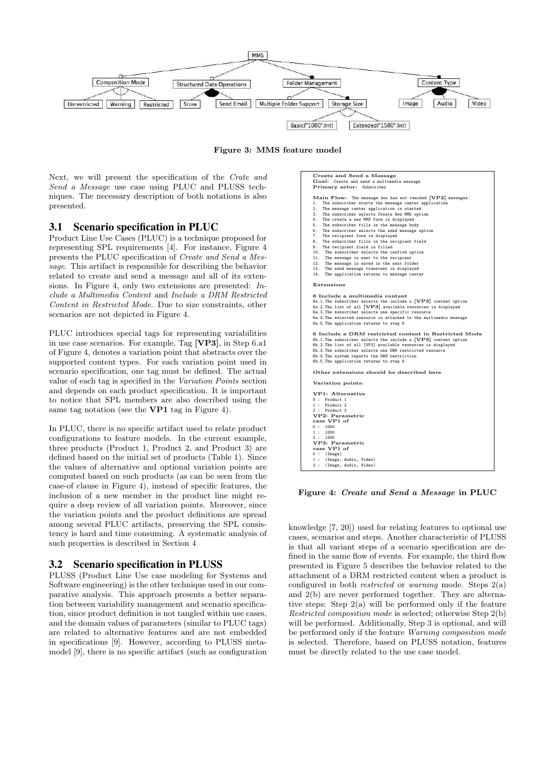Figure 3: MMS feature model

Next, we will present the specification of the *Crate and Send a Message* use case using PLUC and PLUSS techniques. The necessary description of both notations is also presented.

## 3.1 Scenario specification in PLUC

Product Line Use Cases (PLUC) is a technique proposed for representing SPL requirements [4]. For instance, Figure 4 presents the PLUC specification of *Create and Send a Message*. This artifact is responsible for describing the behavior related to create and send a message and all of its extensions. In Figure 4, only two extensions are presented: *Include a Multimedia Content* and *Include a DRM Restricted Content in Restricted Mode*. Due to size constraints, other scenarios are not depicted in Figure 4.

PLUC introduces special tags for representing variabilities in use case scenarios. For example, Tag **[VP3]**, in Step 6.a1 of Figure 4, denotes a variation point that abstracts over the supported content types. For each variation point used in scenario specification, one tag must be defined. The actual value of each tag is specified in the *Variation Points* section and depends on each product specification. It is important to notice that SPL members are also described using the same tag notation (see the **VP1** tag in Figure 4).

In PLUC, there is no specific artifact used to relate product configurations to feature models. In the current example, three products (Product 1, Product 2, and Product 3) are defined based on the initial set of products (Table 1). Since the values of alternative and optional variation points are computed based on such products (as can be seen from the case-of clause in Figure 4), instead of specific features, the inclusion of a new member in the product line might require a deep review of all variation points. Moreover, since the variation points and the product definitions are spread among several PLUC artifacts, preserving the SPL consistency is hard and time consuming. A systematic analysis of such properties is described in Section 4

## 3.2 Scenario specification in PLUSS

PLUSS (Product Line Use case modeling for Systems and Software engineering) is the other technique used in our comparative analysis. This approach presents a better separation between variability management and scenario specification, since product definition is not tangled within use cases, and the domain values of parameters (similar to PLUC tags) are related to alternative features and are not embedded in specifications [9]. However, according to PLUSS metamodel [9], there is no specific artifact (such as configuration knowledge [7, 20]) used for relating features to optional use cases, scenarios and steps. Another characteristic of PLUSS is that all variant steps of a scenario specification are defined in the same flow of events. For example, the third flow presented in Figure 5 describes the behavior related to the attachment of a DRM restricted content when a product is configured in both *restricted* or *warning* mode. Steps 2(a) and 2(b) are never performed together. They are alternative steps: Step 2(a) will be performed only if the feature *Restricted composition mode* is selected; otherwise Step 2(b) will be performed. Additionally, Step 3 is optional, and will be performed only if the feature *Warning composition mode* is selected. Therefore, based on PLUSS notation, features must be directly related to the use case model.

```
Create and Send a Message
Goal: Create and send a multimedia message
Primary actor: Subscriber

Main Flow: The message box has not reached [VP2] messages.
1.  The subscriber starts the message center application
2.  The message center application is started
3.  The subscriber selects Create New MMS option
4.  The create a new MMS form is displayed
5.  The subscriber fills in the message body
6.  The subscriber selects the send message option
7.  The recipient form is displayed
8.  The subscriber fills in the recipient field
9.  The recipient field is filled
10. The subscriber selects the confirm option
11. The message is sent to the recipient
12. The message is saved in the sent folder
13. The send message transient is displayed
14. The application returns to message center

Extensions

6 Include a multimedia content
6a.1.The subscriber selects the include a [VP3] content option
6a.2.The list of all [VP3] available resources is displayed
6a.3.The subscriber selects one specific resource
6a.4.The selected resource is attached to the multimedia message
6a.5.The application returns to step 6

6 Include a DRM restricted content in Restricted Mode
6b.1.The subscriber selects the include a [VP3] content option
6b.2.The list of all [VP3] available resources is displayed
6b.3.The subscriber selects one DRM restricted resource
6b.4.The system reports the DRM restriction
6b.5.The application returns to step 6

Other extensions should be described here

Variation points:

VP1: Alternative
0 : Product 1
1 : Product 2
2 : Product 3
VP2: Parametric
case VP1 of
0 : 1000
1 : 1000
2 : 1500
VP3: Parametric
case VP1 of
0 : (Image)
1 : (Image, Audio, Video)
2 : (Image, Audio, Video)
```

Figure 4: *Create and Send a Message* in PLUC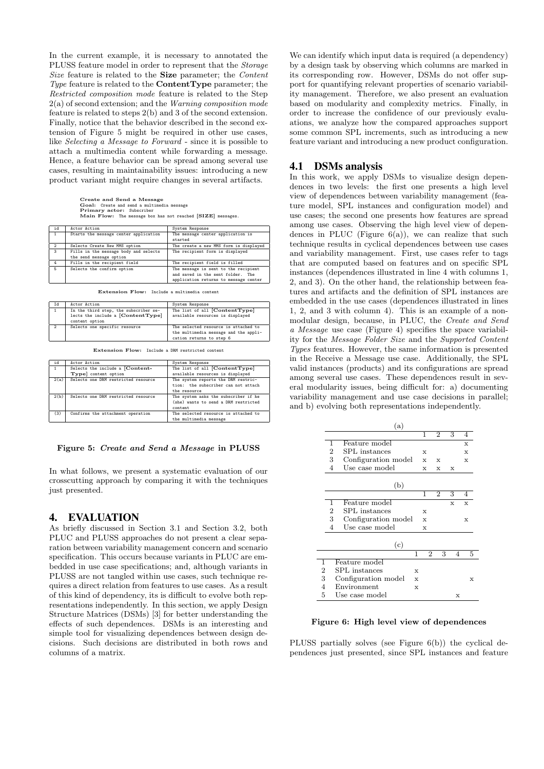In the current example, it is necessary to annotated the PLUSS feature model in order to represent that the *Storage Size* feature is related to the **Size** parameter; the *Content Type* feature is related to the **ContentType** parameter; the *Restricted composition mode* feature is related to the Step 2(a) of second extension; and the *Warning composition mode* feature is related to steps 2(b) and 3 of the second extension. Finally, notice that the behavior described in the second extension of Figure 5 might be required in other use cases, like *Selecting a Message to Forward* - since it is possible to attach a multimedia content while forwarding a message. Hence, a feature behavior can be spread among several use cases, resulting in maintainability issues: introducing a new product variant might require changes in several artifacts.

**Create and Send a Message**
**Goal:** Create and send a multimedia message
**Primary actor:** Subscriber
**Main Flow:** The message box has not reached [**SIZE**] messages.

| id | Actor Action | System Response |
|---|---|---|
| 1 | Starts the message center application | The message center application is started |
| 2 | Selects Create New MMS option | The create a new MMS form is displayed |
| 3 | Fills in the message body and selects the send message option | The recipient form is displayed |
| 4 | Fills in the recipient field | The recipient field is filled |
| 5 | Selects the confirm option | The message is sent to the recipient and saved in the sent folder. The application returns to message center |

**Extension Flow:** Include a multimedia content

| Id | Actor Action | System Response |
|---|---|---|
| 1 | In the third step, the subscriber selects the include a [**ContentType**] content option | The list of all [**ContentType**] available resources is displayed |
| 2 | Selects one specific resource | The selected resource is attached to the multimedia message and the application returns to step 6 |

**Extension Flow:** Include a DRM restricted content

| id | Actor Action | System Response |
|---|---|---|
| 1 | Selects the include a [**ContentType**] content option | The list of all [**ContentType**] available resources is displayed |
| 2(a) | Selects one DRM restricted resource | The system reports the DRM restriction: the subscriber can not attach the resource |
| 2(b) | Selects one DRM restricted resource | The system asks the subscriber if he (she) wants to send a DRM restricted content |
| (3) | Confirms the attachment operation | The selected resource is attached to the multimedia message |

**Figure 5:** ***Create and Send a Message*** **in PLUSS**

In what follows, we present a systematic evaluation of our crosscutting approach by comparing it with the techniques just presented.

## 4. EVALUATION

As briefly discussed in Section 3.1 and Section 3.2, both PLUC and PLUSS approaches do not present a clear separation between variability management concern and scenario specification. This occurs because variants in PLUC are embedded in use case specifications; and, although variants in PLUSS are not tangled within use cases, such technique requires a direct relation from features to use cases. As a result of this kind of dependency, its is difficult to evolve both representations independently. In this section, we apply Design Structure Matrices (DSMs) [3] for better understanding the effects of such dependences. DSMs is an interesting and simple tool for visualizing dependences between design decisions. Such decisions are distributed in both rows and columns of a matrix.

We can identify which input data is required (a dependency) by a design task by observing which columns are marked in its corresponding row. However, DSMs do not offer support for quantifying relevant properties of scenario variability management. Therefore, we also present an evaluation based on modularity and complexity metrics. Finally, in order to increase the confidence of our previously evaluations, we analyze how the compared approaches support some common SPL increments, such as introducing a new feature variant and introducing a new product configuration.

### 4.1 DSMs analysis

In this work, we apply DSMs to visualize design dependences in two levels: the first one presents a high level view of dependences between variability management (feature model, SPL instances and configuration model) and use cases; the second one presents how features are spread among use cases. Observing the high level view of dependences in PLUC (Figure 6(a)), we can realize that such technique results in cyclical dependences between use cases and variability management. First, use cases refer to tags that are computed based on features and on specific SPL instances (dependences illustrated in line 4 with columns 1, 2, and 3). On the other hand, the relationship between features and artifacts and the definition of SPL instances are embedded in the use cases (dependences illustrated in lines 1, 2, and 3 with column 4). This is an example of a non-modular design, because, in PLUC, the *Create and Send a Message* use case (Figure 4) specifies the space variability for the *Message Folder Size* and the *Supported Content Types* features. However, the same information is presented in the Receive a Message use case. Additionally, the SPL valid instances (products) and its configurations are spread among several use cases. These dependences result in several modularity issues, being difficult for: a) documenting variability management and use case decisions in parallel; and b) evolving both representations independently.

(a)

| | | 1 | 2 | 3 | 4 |
|---|---|---|---|---|---|
| 1 | Feature model | | | | x |
| 2 | SPL instances | x | | | x |
| 3 | Configuration model | x | x | | x |
| 4 | Use case model | x | x | x | |

(b)

| | | 1 | 2 | 3 | 4 |
|---|---|---|---|---|---|
| 1 | Feature model | | | x | x |
| 2 | SPL instances | x | | | |
| 3 | Configuration model | x | | | x |
| 4 | Use case model | x | | | |

(c)

| | | 1 | 2 | 3 | 4 | 5 |
|---|---|---|---|---|---|---|
| 1 | Feature model | | | | | |
| 2 | SPL instances | x | | | | |
| 3 | Configuration model | x | | | | x |
| 4 | Environment | x | | | | |
| 5 | Use case model | | | | x | |

**Figure 6: High level view of dependences**

PLUSS partially solves (see Figure 6(b)) the cyclical dependences just presented, since SPL instances and feature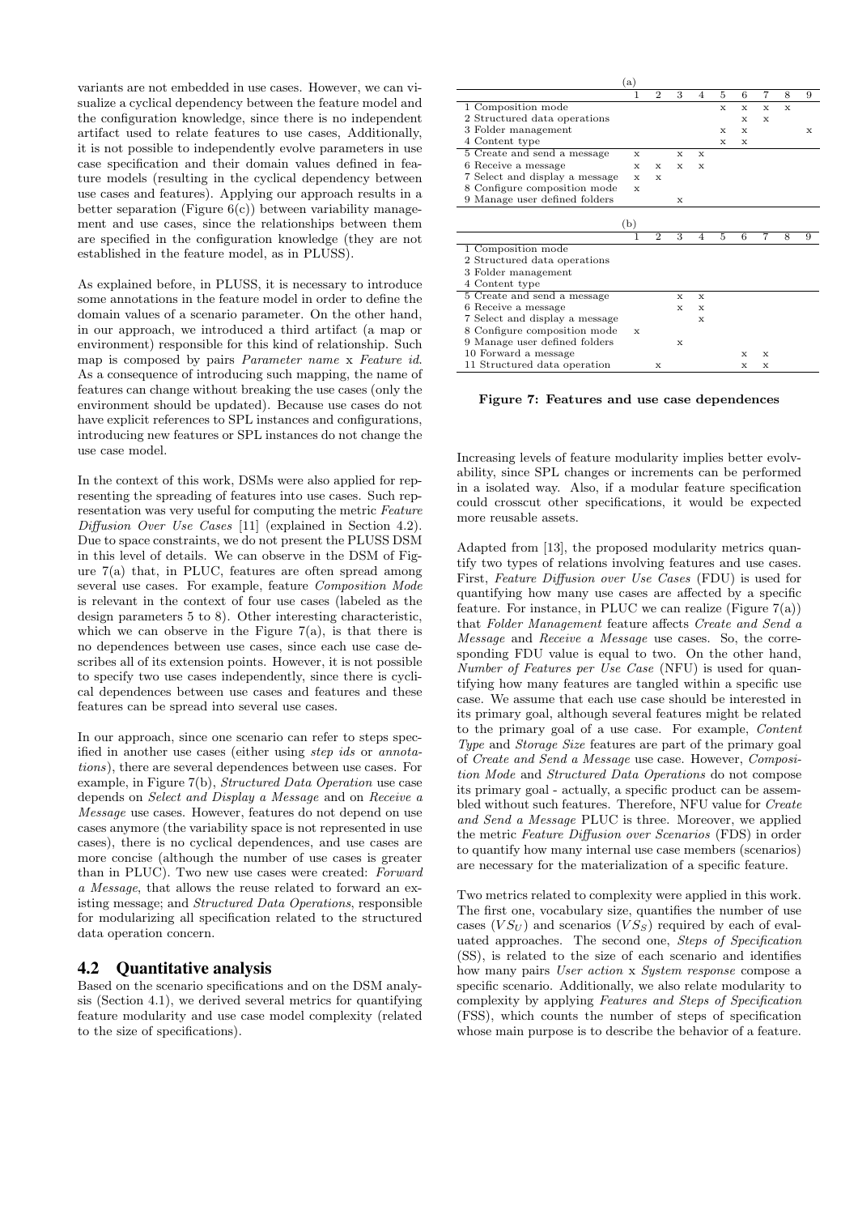variants are not embedded in use cases. However, we can visualize a cyclical dependency between the feature model and the configuration knowledge, since there is no independent artifact used to relate features to use cases, Additionally, it is not possible to independently evolve parameters in use case specification and their domain values defined in feature models (resulting in the cyclical dependency between use cases and features). Applying our approach results in a better separation (Figure 6(c)) between variability management and use cases, since the relationships between them are specified in the configuration knowledge (they are not established in the feature model, as in PLUSS).

As explained before, in PLUSS, it is necessary to introduce some annotations in the feature model in order to define the domain values of a scenario parameter. On the other hand, in our approach, we introduced a third artifact (a map or environment) responsible for this kind of relationship. Such map is composed by pairs *Parameter name* x *Feature id*. As a consequence of introducing such mapping, the name of features can change without breaking the use cases (only the environment should be updated). Because use cases do not have explicit references to SPL instances and configurations, introducing new features or SPL instances do not change the use case model.

In the context of this work, DSMs were also applied for representing the spreading of features into use cases. Such representation was very useful for computing the metric *Feature Diffusion Over Use Cases* [11] (explained in Section 4.2). Due to space constraints, we do not present the PLUSS DSM in this level of details. We can observe in the DSM of Figure 7(a) that, in PLUC, features are often spread among several use cases. For example, feature *Composition Mode* is relevant in the context of four use cases (labeled as the design parameters 5 to 8). Other interesting characteristic, which we can observe in the Figure 7(a), is that there is no dependences between use cases, since each use case describes all of its extension points. However, it is not possible to specify two use cases independently, since there is cyclical dependences between use cases and features and these features can be spread into several use cases.

In our approach, since one scenario can refer to steps specified in another use cases (either using *step ids* or *annotations*), there are several dependences between use cases. For example, in Figure 7(b), *Structured Data Operation* use case depends on *Select and Display a Message* and on *Receive a Message* use cases. However, features do not depend on use cases anymore (the variability space is not represented in use cases), there is no cyclical dependences, and use cases are more concise (although the number of use cases is greater than in PLUC). Two new use cases were created: *Forward a Message*, that allows the reuse related to forward an existing message; and *Structured Data Operations*, responsible for modularizing all specification related to the structured data operation concern.

## 4.2 Quantitative analysis

Based on the scenario specifications and on the DSM analysis (Section 4.1), we derived several metrics for quantifying feature modularity and use case model complexity (related to the size of specifications).

(a)

| | 1 | 2 | 3 | 4 | 5 | 6 | 7 | 8 | 9 |
|---|---|---|---|---|---|---|---|---|---|
| 1 Composition mode | | | | | x | x | x | x | |
| 2 Structured data operations | | | | | | x | x | | |
| 3 Folder management | | | | | x | x | | | x |
| 4 Content type | | | | | x | x | | | |
| 5 Create and send a message | x | | x | x | | | | | |
| 6 Receive a message | x | x | x | x | | | | | |
| 7 Select and display a message | x | x | | | | | | | |
| 8 Configure composition mode | x | | | | | | | | |
| 9 Manage user defined folders | | | x | | | | | | |

(b)

| | 1 | 2 | 3 | 4 | 5 | 6 | 7 | 8 | 9 |
|---|---|---|---|---|---|---|---|---|---|
| 1 Composition mode | | | | | | | | | |
| 2 Structured data operations | | | | | | | | | |
| 3 Folder management | | | | | | | | | |
| 4 Content type | | | | | | | | | |
| 5 Create and send a message | | | x | x | | | | | |
| 6 Receive a message | | | x | x | | | | | |
| 7 Select and display a message | | | | x | | | | | |
| 8 Configure composition mode | x | | | | | | | | |
| 9 Manage user defined folders | | | x | | | | | | |
| 10 Forward a message | | | | | | x | x | | |
| 11 Structured data operation | | x | | | | x | x | | |

**Figure 7: Features and use case dependences**

Increasing levels of feature modularity implies better evolvability, since SPL changes or increments can be performed in a isolated way. Also, if a modular feature specification could crosscut other specifications, it would be expected more reusable assets.

Adapted from [13], the proposed modularity metrics quantify two types of relations involving features and use cases. First, *Feature Diffusion over Use Cases* (FDU) is used for quantifying how many use cases are affected by a specific feature. For instance, in PLUC we can realize (Figure 7(a)) that *Folder Management* feature affects *Create and Send a Message* and *Receive a Message* use cases. So, the corresponding FDU value is equal to two. On the other hand, *Number of Features per Use Case* (NFU) is used for quantifying how many features are tangled within a specific use case. We assume that each use case should be interested in its primary goal, although several features might be related to the primary goal of a use case. For example, *Content Type* and *Storage Size* features are part of the primary goal of *Create and Send a Message* use case. However, *Composition Mode* and *Structured Data Operations* do not compose its primary goal - actually, a specific product can be assembled without such features. Therefore, NFU value for *Create and Send a Message* PLUC is three. Moreover, we applied the metric *Feature Diffusion over Scenarios* (FDS) in order to quantify how many internal use case members (scenarios) are necessary for the materialization of a specific feature.

Two metrics related to complexity were applied in this work. The first one, vocabulary size, quantifies the number of use cases ($VS_U$) and scenarios ($VS_S$) required by each of evaluated approaches. The second one, *Steps of Specification* (SS), is related to the size of each scenario and identifies how many pairs *User action* x *System response* compose a specific scenario. Additionally, we also relate modularity to complexity by applying *Features and Steps of Specification* (FSS), which counts the number of steps of specification whose main purpose is to describe the behavior of a feature.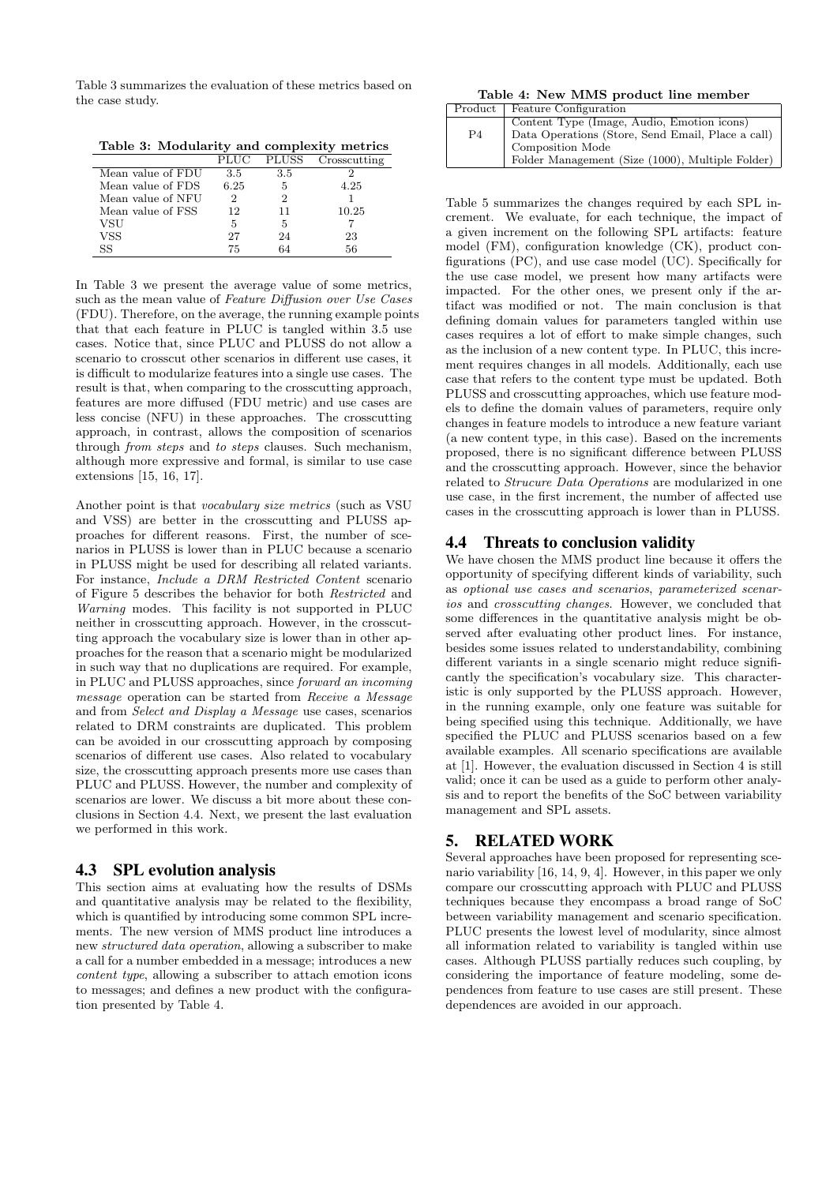Table 3 summarizes the evaluation of these metrics based on the case study.

**Table 3: Modularity and complexity metrics**

| | PLUC | PLUSS | Crosscutting |
|---|---|---|---|
| Mean value of FDU | 3.5 | 3.5 | 2 |
| Mean value of FDS | 6.25 | 5 | 4.25 |
| Mean value of NFU | 2 | 2 | 1 |
| Mean value of FSS | 12 | 11 | 10.25 |
| VSU | 5 | 5 | 7 |
| VSS | 27 | 24 | 23 |
| SS | 75 | 64 | 56 |

In Table 3 we present the average value of some metrics, such as the mean value of *Feature Diffusion over Use Cases* (FDU). Therefore, on the average, the running example points that that each feature in PLUC is tangled within 3.5 use cases. Notice that, since PLUC and PLUSS do not allow a scenario to crosscut other scenarios in different use cases, it is difficult to modularize features into a single use cases. The result is that, when comparing to the crosscutting approach, features are more diffused (FDU metric) and use cases are less concise (NFU) in these approaches. The crosscutting approach, in contrast, allows the composition of scenarios through *from steps* and *to steps* clauses. Such mechanism, although more expressive and formal, is similar to use case extensions [15, 16, 17].

Another point is that *vocabulary size metrics* (such as VSU and VSS) are better in the crosscutting and PLUSS approaches for different reasons. First, the number of scenarios in PLUSS is lower than in PLUC because a scenario in PLUSS might be used for describing all related variants. For instance, *Include a DRM Restricted Content* scenario of Figure 5 describes the behavior for both *Restricted* and *Warning* modes. This facility is not supported in PLUC neither in crosscutting approach. However, in the crosscutting approach the vocabulary size is lower than in other approaches for the reason that a scenario might be modularized in such way that no duplications are required. For example, in PLUC and PLUSS approaches, since *forward an incoming message* operation can be started from *Receive a Message* and from *Select and Display a Message* use cases, scenarios related to DRM constraints are duplicated. This problem can be avoided in our crosscutting approach by composing scenarios of different use cases. Also related to vocabulary size, the crosscutting approach presents more use cases than PLUC and PLUSS. However, the number and complexity of scenarios are lower. We discuss a bit more about these conclusions in Section 4.4. Next, we present the last evaluation we performed in this work.

## 4.3 SPL evolution analysis

This section aims at evaluating how the results of DSMs and quantitative analysis may be related to the flexibility, which is quantified by introducing some common SPL increments. The new version of MMS product line introduces a new *structured data operation*, allowing a subscriber to make a call for a number embedded in a message; introduces a new *content type*, allowing a subscriber to attach emotion icons to messages; and defines a new product with the configuration presented by Table 4.

**Table 4: New MMS product line member**

| Product | Feature Configuration |
|---|---|
| P4 | Content Type (Image, Audio, Emotion icons)<br>Data Operations (Store, Send Email, Place a call)<br>Composition Mode<br>Folder Management (Size (1000), Multiple Folder) |

Table 5 summarizes the changes required by each SPL increment. We evaluate, for each technique, the impact of a given increment on the following SPL artifacts: feature model (FM), configuration knowledge (CK), product configurations (PC), and use case model (UC). Specifically for the use case model, we present how many artifacts were impacted. For the other ones, we present only if the artifact was modified or not. The main conclusion is that defining domain values for parameters tangled within use cases requires a lot of effort to make simple changes, such as the inclusion of a new content type. In PLUC, this increment requires changes in all models. Additionally, each use case that refers to the content type must be updated. Both PLUSS and crosscutting approaches, which use feature models to define the domain values of parameters, require only changes in feature models to introduce a new feature variant (a new content type, in this case). Based on the increments proposed, there is no significant difference between PLUSS and the crosscutting approach. However, since the behavior related to *Strucure Data Operations* are modularized in one use case, in the first increment, the number of affected use cases in the crosscutting approach is lower than in PLUSS.

## 4.4 Threats to conclusion validity

We have chosen the MMS product line because it offers the opportunity of specifying different kinds of variability, such as *optional use cases and scenarios*, *parameterized scenarios* and *crosscutting changes*. However, we concluded that some differences in the quantitative analysis might be observed after evaluating other product lines. For instance, besides some issues related to understandability, combining different variants in a single scenario might reduce significantly the specification's vocabulary size. This characteristic is only supported by the PLUSS approach. However, in the running example, only one feature was suitable for being specified using this technique. Additionally, we have specified the PLUC and PLUSS scenarios based on a few available examples. All scenario specifications are available at [1]. However, the evaluation discussed in Section 4 is still valid; once it can be used as a guide to perform other analysis and to report the benefits of the SoC between variability management and SPL assets.

## 5. RELATED WORK

Several approaches have been proposed for representing scenario variability [16, 14, 9, 4]. However, in this paper we only compare our crosscutting approach with PLUC and PLUSS techniques because they encompass a broad range of SoC between variability management and scenario specification. PLUC presents the lowest level of modularity, since almost all information related to variability is tangled within use cases. Although PLUSS partially reduces such coupling, by considering the importance of feature modeling, some dependences from feature to use cases are still present. These dependences are avoided in our approach.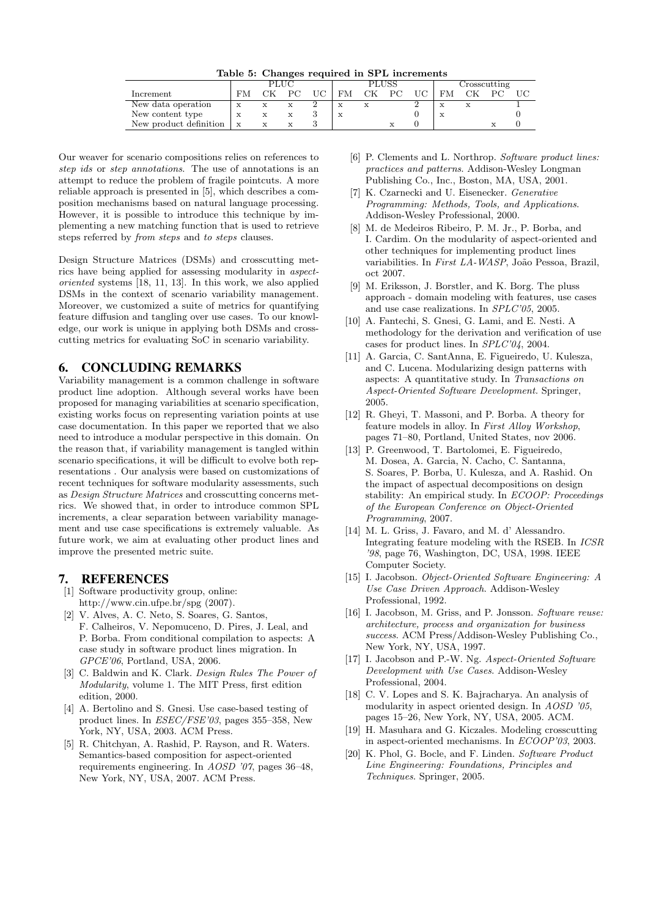Table 5: Changes required in SPL increments

| | PLUC | | | | PLUSS | | | | Crosscutting | | | |
|---|---|---|---|---|---|---|---|---|---|---|---|---|
| Increment | FM | CK | PC | UC | FM | CK | PC | UC | FM | CK | PC | UC |
| New data operation | x | x | x | 2 | x | x | | 2 | x | x | | 1 |
| New content type | x | x | x | 3 | x | | | 0 | x | | | 0 |
| New product definition | x | x | x | 3 | | | x | 0 | | | x | 0 |

Our weaver for scenario compositions relies on references to *step ids* or *step annotations*. The use of annotations is an attempt to reduce the problem of fragile pointcuts. A more reliable approach is presented in [5], which describes a composition mechanisms based on natural language processing. However, it is possible to introduce this technique by implementing a new matching function that is used to retrieve steps referred by *from steps* and *to steps* clauses.

Design Structure Matrices (DSMs) and crosscutting metrics have being applied for assessing modularity in *aspect-oriented* systems [18, 11, 13]. In this work, we also applied DSMs in the context of scenario variability management. Moreover, we customized a suite of metrics for quantifying feature diffusion and tangling over use cases. To our knowledge, our work is unique in applying both DSMs and crosscutting metrics for evaluating SoC in scenario variability.

## 6. CONCLUDING REMARKS

Variability management is a common challenge in software product line adoption. Although several works have been proposed for managing variabilities at scenario specification, existing works focus on representing variation points at use case documentation. In this paper we reported that we also need to introduce a modular perspective in this domain. On the reason that, if variability management is tangled within scenario specifications, it will be difficult to evolve both representations . Our analysis were based on customizations of recent techniques for software modularity assessments, such as *Design Structure Matrices* and crosscutting concerns metrics. We showed that, in order to introduce common SPL increments, a clear separation between variability management and use case specifications is extremely valuable. As future work, we aim at evaluating other product lines and improve the presented metric suite.

## 7. REFERENCES

[1] Software productivity group, online: http://www.cin.ufpe.br/spg (2007).

[2] V. Alves, A. C. Neto, S. Soares, G. Santos, F. Calheiros, V. Nepomuceno, D. Pires, J. Leal, and P. Borba. From conditional compilation to aspects: A case study in software product lines migration. In *GPCE'06*, Portland, USA, 2006.

[3] C. Baldwin and K. Clark. *Design Rules The Power of Modularity*, volume 1. The MIT Press, first edition edition, 2000.

[4] A. Bertolino and S. Gnesi. Use case-based testing of product lines. In *ESEC/FSE'03*, pages 355–358, New York, NY, USA, 2003. ACM Press.

[5] R. Chitchyan, A. Rashid, P. Rayson, and R. Waters. Semantics-based composition for aspect-oriented requirements engineering. In *AOSD '07*, pages 36–48, New York, NY, USA, 2007. ACM Press.

[6] P. Clements and L. Northrop. *Software product lines: practices and patterns*. Addison-Wesley Longman Publishing Co., Inc., Boston, MA, USA, 2001.

[7] K. Czarnecki and U. Eisenecker. *Generative Programming: Methods, Tools, and Applications*. Addison-Wesley Professional, 2000.

[8] M. de Medeiros Ribeiro, P. M. Jr., P. Borba, and I. Cardim. On the modularity of aspect-oriented and other techniques for implementing product lines variabilities. In *First LA-WASP*, João Pessoa, Brazil, oct 2007.

[9] M. Eriksson, J. Borstler, and K. Borg. The pluss approach - domain modeling with features, use cases and use case realizations. In *SPLC'05*, 2005.

[10] A. Fantechi, S. Gnesi, G. Lami, and E. Nesti. A methodology for the derivation and verification of use cases for product lines. In *SPLC'04*, 2004.

[11] A. Garcia, C. SantAnna, E. Figueiredo, U. Kulesza, and C. Lucena. Modularizing design patterns with aspects: A quantitative study. In *Transactions on Aspect-Oriented Software Development*. Springer, 2005.

[12] R. Gheyi, T. Massoni, and P. Borba. A theory for feature models in alloy. In *First Alloy Workshop*, pages 71–80, Portland, United States, nov 2006.

[13] P. Greenwood, T. Bartolomei, E. Figueiredo, M. Dosea, A. Garcia, N. Cacho, C. Santanna, S. Soares, P. Borba, U. Kulesza, and A. Rashid. On the impact of aspectual decompositions on design stability: An empirical study. In *ECOOP: Proceedings of the European Conference on Object-Oriented Programming*, 2007.

[14] M. L. Griss, J. Favaro, and M. d' Alessandro. Integrating feature modeling with the RSEB. In *ICSR '98*, page 76, Washington, DC, USA, 1998. IEEE Computer Society.

[15] I. Jacobson. *Object-Oriented Software Engineering: A Use Case Driven Approach*. Addison-Wesley Professional, 1992.

[16] I. Jacobson, M. Griss, and P. Jonsson. *Software reuse: architecture, process and organization for business success*. ACM Press/Addison-Wesley Publishing Co., New York, NY, USA, 1997.

[17] I. Jacobson and P.-W. Ng. *Aspect-Oriented Software Development with Use Cases*. Addison-Wesley Professional, 2004.

[18] C. V. Lopes and S. K. Bajracharya. An analysis of modularity in aspect oriented design. In *AOSD '05*, pages 15–26, New York, NY, USA, 2005. ACM.

[19] H. Masuhara and G. Kiczales. Modeling crosscutting in aspect-oriented mechanisms. In *ECOOP'03*, 2003.

[20] K. Phol, G. Bocle, and F. Linden. *Software Product Line Engineering: Foundations, Principles and Techniques*. Springer, 2005.